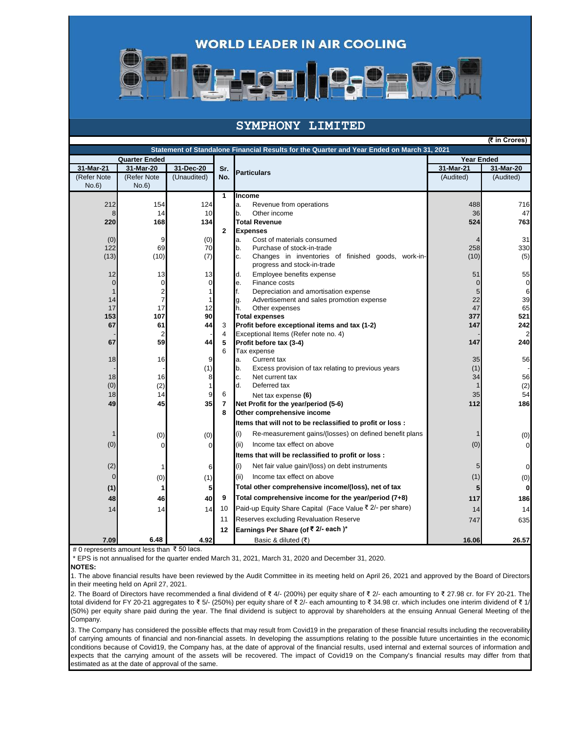# WORLD LEADER IN AIR COOLING

## SYMPHONY LIMITED

(₹ in Crores)

**Statement of Standalone Financial Results for the Quarter and Year Ended on March 31, 2021**

| Quarter Ended | | | Sr. No. | Particulars | Year Ended | |
|---|---|---|---|---|---|---|
| 31-Mar-21 | 31-Mar-20 | 31-Dec-20 | | | 31-Mar-21 | 31-Mar-20 |
| (Refer Note No.6) | (Refer Note No.6) | (Unaudited) | | | (Audited) | (Audited) |
| | | | 1 | **Income** | | |
| 212 | 154 | 124 | | a. Revenue from operations | 488 | 716 |
| 8 | 14 | 10 | | b. Other income | 36 | 47 |
| **220** | **168** | **134** | | **Total Revenue** | **524** | **763** |
| | | | 2 | **Expenses** | | |
| (0) | 9 | (0) | | a. Cost of materials consumed | 4 | 31 |
| 122 | 69 | 70 | | b. Purchase of stock-in-trade | 258 | 330 |
| (13) | (10) | (7) | | c. Changes in inventories of finished goods, work-in-progress and stock-in-trade | (10) | (5) |
| 12 | 13 | 13 | | d. Employee benefits expense | 51 | 55 |
| 0 | 0 | 0 | | e. Finance costs | 0 | 0 |
| 1 | 2 | 1 | | f. Depreciation and amortisation expense | 5 | 6 |
| 14 | 7 | 1 | | g. Advertisement and sales promotion expense | 22 | 39 |
| 17 | 17 | 12 | | h. Other expenses | 47 | 65 |
| **153** | **107** | **90** | | **Total expenses** | **377** | **521** |
| **67** | **61** | **44** | 3 | **Profit before exceptional items and tax (1-2)** | **147** | **242** |
| - | 2 | - | 4 | Exceptional Items (Refer note no. 4) | - | 2 |
| **67** | **59** | **44** | **5** | **Profit before tax (3-4)** | **147** | **240** |
| | | | 6 | Tax expense | | |
| 18 | 16 | 9 | | a. Current tax | 35 | 56 |
| - | - | (1) | | b. Excess provision of tax relating to previous years | (1) | - |
| 18 | 16 | 8 | | c. Net current tax | 34 | 56 |
| (0) | (2) | 1 | | d. Deferred tax | 1 | (2) |
| 18 | 14 | 9 | 6 | Net tax expense **(6)** | 35 | 54 |
| **49** | **45** | **35** | **7** | **Net Profit for the year/period (5-6)** | **112** | **186** |
| | | | **8** | **Other comprehensive income** | | |
| | | | | **Items that will not to be reclassified to profit or loss :** | | |
| 1 | (0) | (0) | | (i) Re-measurement gains/(losses) on defined benefit plans | 1 | (0) |
| (0) | 0 | 0 | | (ii) Income tax effect on above | (0) | 0 |
| | | | | **Items that will be reclassified to profit or loss :** | | |
| (2) | 1 | 6 | | (i) Net fair value gain/(loss) on debt instruments | 5 | 0 |
| 0 | (0) | (1) | | (ii) Income tax effect on above | (1) | (0) |
| **(1)** | **1** | **5** | | **Total other comprehensive income/(loss), net of tax** | **5** | **0** |
| **48** | **46** | **40** | **9** | **Total comprehensive income for the year/period (7+8)** | **117** | **186** |
| 14 | 14 | 14 | 10 | Paid-up Equity Share Capital (Face Value ₹ 2/- per share) | 14 | 14 |
| | | | 11 | Reserves excluding Revaluation Reserve | 747 | 635 |
| | | | **12** | **Earnings Per Share (of ₹ 2/- each )*** | | |
| **7.09** | **6.48** | **4.92** | | Basic & diluted (₹) | **16.06** | **26.57** |

# 0 represents amount less than ₹ 50 lacs.

* EPS is not annualised for the quarter ended March 31, 2021, March 31, 2020 and December 31, 2020.

**NOTES:**

1. The above financial results have been reviewed by the Audit Committee in its meeting held on April 26, 2021 and approved by the Board of Directors in their meeting held on April 27, 2021.

2. The Board of Directors have recommended a final dividend of ₹ 4/- (200%) per equity share of ₹ 2/- each amounting to ₹ 27.98 cr. for FY 20-21. The total dividend for FY 20-21 aggregates to ₹ 5/- (250%) per equity share of ₹ 2/- each amounting to ₹ 34.98 cr. which includes one interim dividend of ₹ 1/ (50%) per equity share paid during the year. The final dividend is subject to approval by shareholders at the ensuing Annual General Meeting of the Company.

3. The Company has considered the possible effects that may result from Covid19 in the preparation of these financial results including the recoverability of carrying amounts of financial and non-financial assets. In developing the assumptions relating to the possible future uncertainties in the economic conditions because of Covid19, the Company has, at the date of approval of the financial results, used internal and external sources of information and expects that the carrying amount of the assets will be recovered. The impact of Covid19 on the Company's financial results may differ from that estimated as at the date of approval of the same.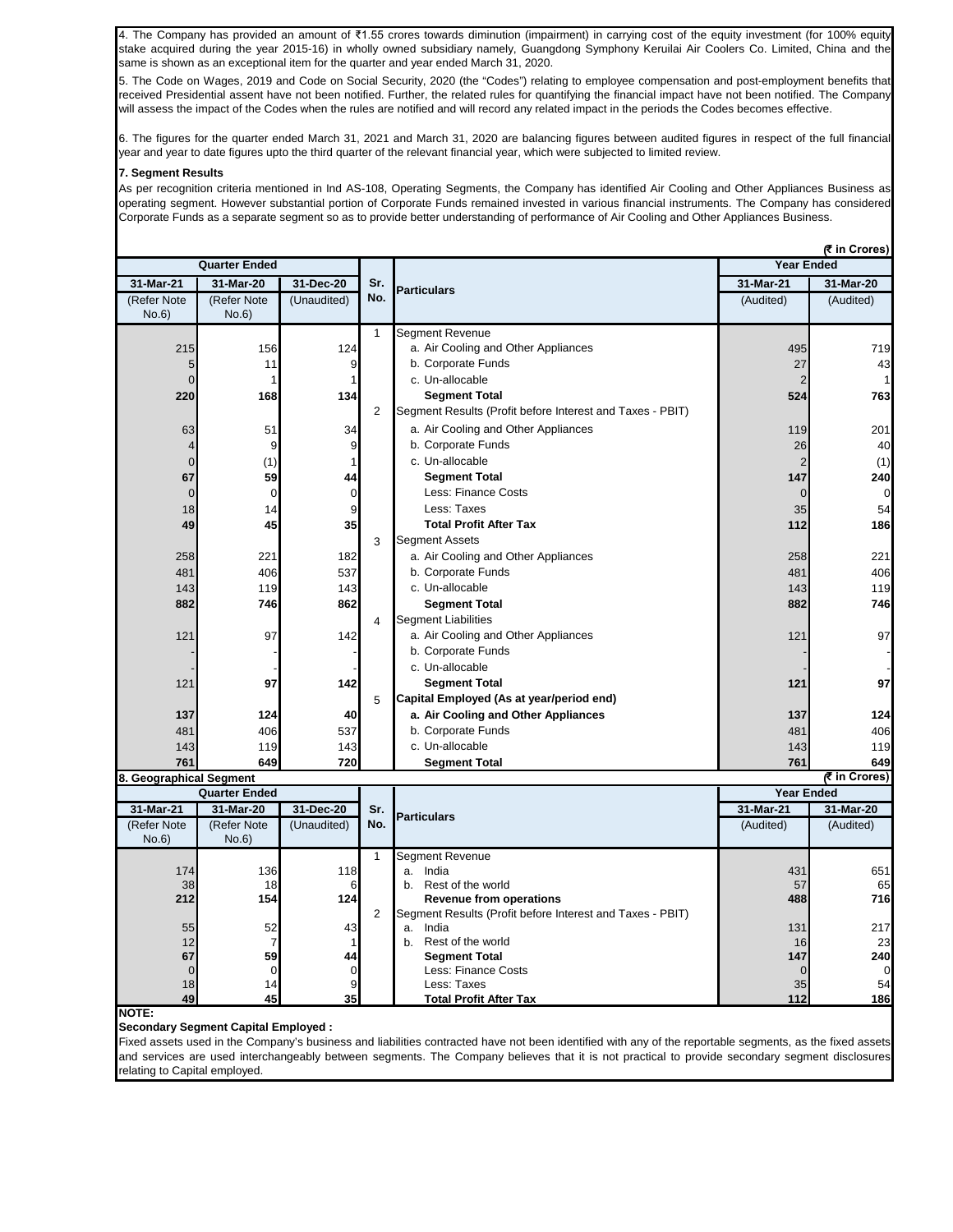4. The Company has provided an amount of ₹1.55 crores towards diminution (impairment) in carrying cost of the equity investment (for 100% equity stake acquired during the year 2015-16) in wholly owned subsidiary namely, Guangdong Symphony Keruilai Air Coolers Co. Limited, China and the same is shown as an exceptional item for the quarter and year ended March 31, 2020.

5. The Code on Wages, 2019 and Code on Social Security, 2020 (the "Codes") relating to employee compensation and post-employment benefits that received Presidential assent have not been notified. Further, the related rules for quantifying the financial impact have not been notified. The Company will assess the impact of the Codes when the rules are notified and will record any related impact in the periods the Codes becomes effective.

6. The figures for the quarter ended March 31, 2021 and March 31, 2020 are balancing figures between audited figures in respect of the full financial year and year to date figures upto the third quarter of the relevant financial year, which were subjected to limited review.

**7. Segment Results**

As per recognition criteria mentioned in Ind AS-108, Operating Segments, the Company has identified Air Cooling and Other Appliances Business as operating segment. However substantial portion of Corporate Funds remained invested in various financial instruments. The Company has considered Corporate Funds as a separate segment so as to provide better understanding of performance of Air Cooling and Other Appliances Business.

(₹ in Crores)

| Quarter Ended | | | Sr. No. | Particulars | Year Ended | |
|---|---|---|---|---|---|---|
| 31-Mar-21 | 31-Mar-20 | 31-Dec-20 | | | 31-Mar-21 | 31-Mar-20 |
| (Refer Note No.6) | (Refer Note No.6) | (Unaudited) | | | (Audited) | (Audited) |
| | | | 1 | Segment Revenue | | |
| 215 | 156 | 124 | | a. Air Cooling and Other Appliances | 495 | 719 |
| 5 | 11 | 9 | | b. Corporate Funds | 27 | 43 |
| 0 | 1 | 1 | | c. Un-allocable | 2 | 1 |
| **220** | **168** | **134** | | **Segment Total** | **524** | **763** |
| | | | 2 | Segment Results (Profit before Interest and Taxes - PBIT) | | |
| 63 | 51 | 34 | | a. Air Cooling and Other Appliances | 119 | 201 |
| 4 | 9 | 9 | | b. Corporate Funds | 26 | 40 |
| 0 | (1) | 1 | | c. Un-allocable | 2 | (1) |
| **67** | **59** | **44** | | **Segment Total** | **147** | **240** |
| 0 | 0 | 0 | | Less: Finance Costs | 0 | 0 |
| 18 | 14 | 9 | | Less: Taxes | 35 | 54 |
| **49** | **45** | **35** | | **Total Profit After Tax** | **112** | **186** |
| | | | 3 | Segment Assets | | |
| 258 | 221 | 182 | | a. Air Cooling and Other Appliances | 258 | 221 |
| 481 | 406 | 537 | | b. Corporate Funds | 481 | 406 |
| 143 | 119 | 143 | | c. Un-allocable | 143 | 119 |
| **882** | **746** | **862** | | **Segment Total** | **882** | **746** |
| | | | 4 | Segment Liabilities | | |
| 121 | 97 | 142 | | a. Air Cooling and Other Appliances | 121 | 97 |
| - | - | - | | b. Corporate Funds | - | - |
| - | - | - | | c. Un-allocable | - | - |
| 121 | **97** | **142** | | **Segment Total** | **121** | **97** |
| | | | 5 | **Capital Employed (As at year/period end)** | | |
| **137** | **124** | **40** | | **a. Air Cooling and Other Appliances** | **137** | **124** |
| 481 | 406 | 537 | | b. Corporate Funds | 481 | 406 |
| 143 | 119 | 143 | | c. Un-allocable | 143 | 119 |
| **761** | **649** | **720** | | **Segment Total** | **761** | **649** |

**8. Geographical Segment**

(₹ in Crores)

| Quarter Ended | | | Sr. No. | Particulars | Year Ended | |
|---|---|---|---|---|---|---|
| 31-Mar-21 | 31-Mar-20 | 31-Dec-20 | | | 31-Mar-21 | 31-Mar-20 |
| (Refer Note No.6) | (Refer Note No.6) | (Unaudited) | | | (Audited) | (Audited) |
| | | | 1 | Segment Revenue | | |
| 174 | 136 | 118 | | a. India | 431 | 651 |
| 38 | 18 | 6 | | b. Rest of the world | 57 | 65 |
| **212** | **154** | **124** | | **Revenue from operations** | **488** | **716** |
| | | | 2 | Segment Results (Profit before Interest and Taxes - PBIT) | | |
| 55 | 52 | 43 | | a. India | 131 | 217 |
| 12 | 7 | 1 | | b. Rest of the world | 16 | 23 |
| **67** | **59** | **44** | | **Segment Total** | **147** | **240** |
| 0 | 0 | 0 | | Less: Finance Costs | 0 | 0 |
| 18 | 14 | 9 | | Less: Taxes | 35 | 54 |
| **49** | **45** | **35** | | **Total Profit After Tax** | **112** | **186** |

**NOTE:**

**Secondary Segment Capital Employed :**

Fixed assets used in the Company's business and liabilities contracted have not been identified with any of the reportable segments, as the fixed assets and services are used interchangeably between segments. The Company believes that it is not practical to provide secondary segment disclosures relating to Capital employed.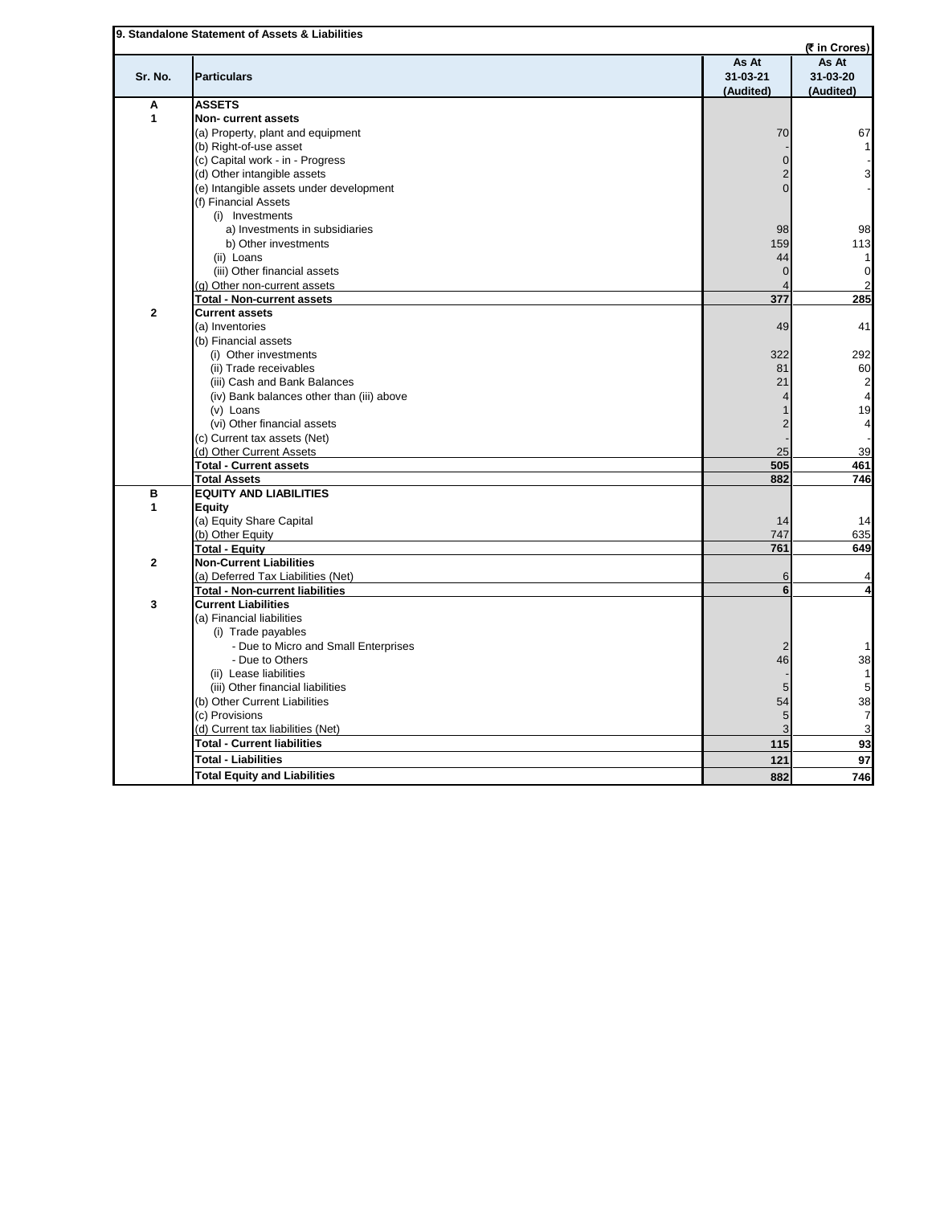## 9. Standalone Statement of Assets & Liabilities

(₹ in Crores)

| Sr. No. | Particulars | As At 31-03-21 (Audited) | As At 31-03-20 (Audited) |
|---|---|---|---|
| **A** | **ASSETS** | | |
| **1** | **Non- current assets** | | |
| | (a) Property, plant and equipment | 70 | 67 |
| | (b) Right-of-use asset | - | 1 |
| | (c) Capital work - in - Progress | 0 | - |
| | (d) Other intangible assets | 2 | 3 |
| | (e) Intangible assets under development | 0 | - |
| | (f) Financial Assets | | |
| | (i) Investments | | |
| | a) Investments in subsidiaries | 98 | 98 |
| | b) Other investments | 159 | 113 |
| | (ii) Loans | 44 | 1 |
| | (iii) Other financial assets | 0 | 0 |
| | (g) Other non-current assets | 4 | 2 |
| | **Total - Non-current assets** | **377** | **285** |
| **2** | **Current assets** | | |
| | (a) Inventories | 49 | 41 |
| | (b) Financial assets | | |
| | (i) Other investments | 322 | 292 |
| | (ii) Trade receivables | 81 | 60 |
| | (iii) Cash and Bank Balances | 21 | 2 |
| | (iv) Bank balances other than (iii) above | 4 | 4 |
| | (v) Loans | 1 | 19 |
| | (vi) Other financial assets | 2 | 4 |
| | (c) Current tax assets (Net) | - | - |
| | (d) Other Current Assets | 25 | 39 |
| | **Total - Current assets** | **505** | **461** |
| | **Total Assets** | **882** | **746** |
| **B** | **EQUITY AND LIABILITIES** | | |
| **1** | **Equity** | | |
| | (a) Equity Share Capital | 14 | 14 |
| | (b) Other Equity | 747 | 635 |
| | **Total - Equity** | **761** | **649** |
| **2** | **Non-Current Liabilities** | | |
| | (a) Deferred Tax Liabilities (Net) | 6 | 4 |
| | **Total - Non-current liabilities** | **6** | **4** |
| **3** | **Current Liabilities** | | |
| | (a) Financial liabilities | | |
| | (i) Trade payables | | |
| | - Due to Micro and Small Enterprises | 2 | 1 |
| | - Due to Others | 46 | 38 |
| | (ii) Lease liabilities | - | 1 |
| | (iii) Other financial liabilities | 5 | 5 |
| | (b) Other Current Liabilities | 54 | 38 |
| | (c) Provisions | 5 | 7 |
| | (d) Current tax liabilities (Net) | 3 | 3 |
| | **Total - Current liabilities** | **115** | **93** |
| | **Total - Liabilities** | **121** | **97** |
| | **Total Equity and Liabilities** | **882** | **746** |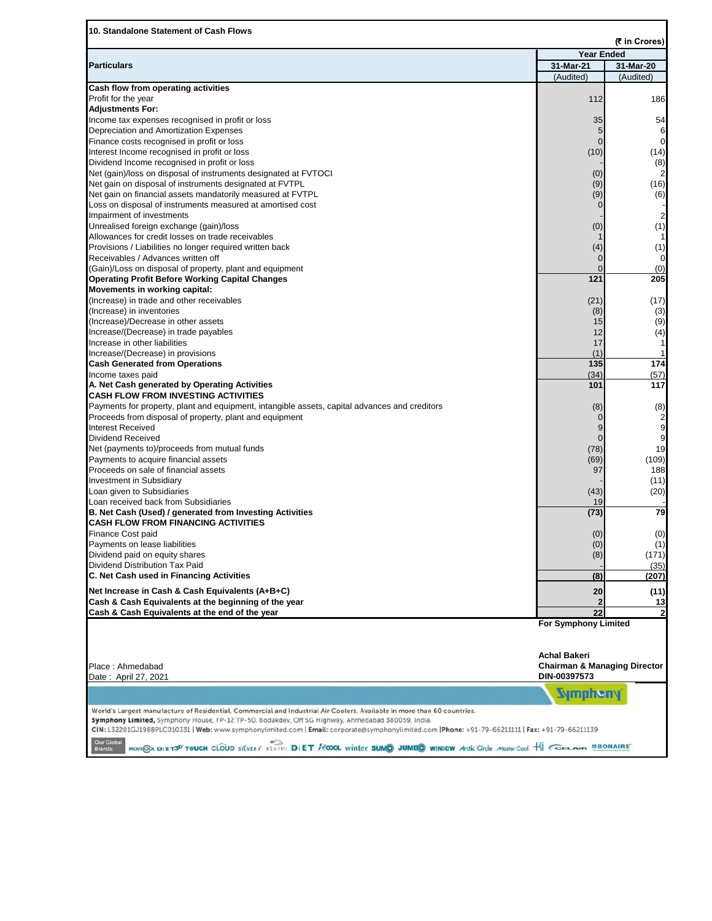## 10. Standalone Statement of Cash Flows

(₹ in Crores)

| Particulars | Year Ended | |
|---|---|---|
| | 31-Mar-21 | 31-Mar-20 |
| | (Audited) | (Audited) |
| **Cash flow from operating activities** | | |
| Profit for the year | 112 | 186 |
| **Adjustments For:** | | |
| Income tax expenses recognised in profit or loss | 35 | 54 |
| Depreciation and Amortization Expenses | 5 | 6 |
| Finance costs recognised in profit or loss | 0 | 0 |
| Interest Income recognised in profit or loss | (10) | (14) |
| Dividend Income recognised in profit or loss | - | (8) |
| Net (gain)/loss on disposal of instruments designated at FVTOCI | (0) | 2 |
| Net gain on disposal of instruments designated at FVTPL | (9) | (16) |
| Net gain on financial assets mandatorily measured at FVTPL | (9) | (6) |
| Loss on disposal of instruments measured at amortised cost | 0 | - |
| Impairment of investments | - | 2 |
| Unrealised foreign exchange (gain)/loss | (0) | (1) |
| Allowances for credit losses on trade receivables | 1 | 1 |
| Provisions / Liabilities no longer required written back | (4) | (1) |
| Receivables / Advances written off | 0 | 0 |
| (Gain)/Loss on disposal of property, plant and equipment | 0 | (0) |
| **Operating Profit Before Working Capital Changes** | **121** | **205** |
| **Movements in working capital:** | | |
| (Increase) in trade and other receivables | (21) | (17) |
| (Increase) in inventories | (8) | (3) |
| (Increase)/Decrease in other assets | 15 | (9) |
| Increase/(Decrease) in trade payables | 12 | (4) |
| Increase in other liabilities | 17 | 1 |
| Increase/(Decrease) in provisions | (1) | 1 |
| **Cash Generated from Operations** | **135** | **174** |
| Income taxes paid | (34) | (57) |
| **A. Net Cash generated by Operating Activities** | **101** | **117** |
| **CASH FLOW FROM INVESTING ACTIVITIES** | | |
| Payments for property, plant and equipment, intangible assets, capital advances and creditors | (8) | (8) |
| Proceeds from disposal of property, plant and equipment | 0 | 2 |
| Interest Received | 9 | 9 |
| Dividend Received | 0 | 9 |
| Net (payments to)/proceeds from mutual funds | (78) | 19 |
| Payments to acquire financial assets | (69) | (109) |
| Proceeds on sale of financial assets | 97 | 188 |
| Investment in Subsidiary | - | (11) |
| Loan given to Subsidiaries | (43) | (20) |
| Loan received back from Subsidiaries | 19 | - |
| **B. Net Cash (Used) / generated from Investing Activities** | **(73)** | **79** |
| **CASH FLOW FROM FINANCING ACTIVITIES** | | |
| Finance Cost paid | (0) | (0) |
| Payments on lease liabilities | (0) | (1) |
| Dividend paid on equity shares | (8) | (171) |
| Dividend Distribution Tax Paid | - | (35) |
| **C. Net Cash used in Financing Activities** | **(8)** | **(207)** |
| **Net Increase in Cash & Cash Equivalents (A+B+C)** | **20** | **(11)** |
| **Cash & Cash Equivalents at the beginning of the year** | **2** | **13** |
| **Cash & Cash Equivalents at the end of the year** | **22** | **2** |

**For Symphony Limited**

Place : Ahmedabad
Date : April 27, 2021

**Achal Bakeri**
**Chairman & Managing Director**
**DIN-00397573**

World's Largest manufacture of Residential, Commercial and Industrial Air Coolers. Available in more than 60 countries.
**Symphony Limited,** Symphony House, FP-12 TP-50, Bodakdev, Off SG Highway, Ahmedabad 380059, India.
CIN: L32201GJ1988PLC010331 | Web: www.symphonylimited.com | Email: corporate@symphonylimited.com | Phone: +91-79-66211111 | Fax: +91-79-66211139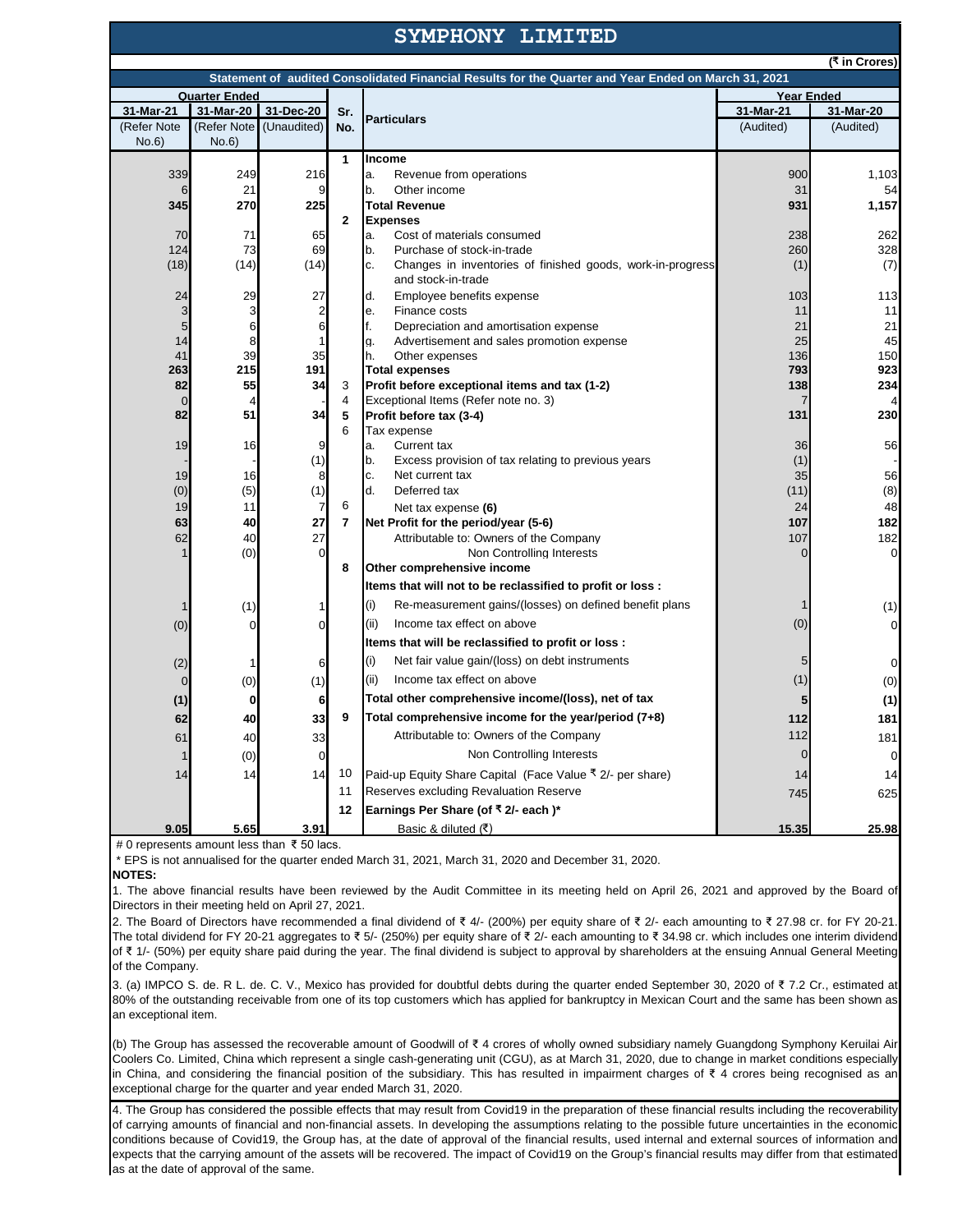# SYMPHONY LIMITED

(₹ in Crores)

**Statement of audited Consolidated Financial Results for the Quarter and Year Ended on March 31, 2021**

| Quarter Ended | | | Sr. No. | Particulars | Year Ended | |
|---|---|---|---|---|---|---|
| 31-Mar-21 | 31-Mar-20 | 31-Dec-20 | | | 31-Mar-21 | 31-Mar-20 |
| (Refer Note No.6) | (Refer Note No.6) | (Unaudited) | | | (Audited) | (Audited) |
| | | | 1 | **Income** | | |
| 339 | 249 | 216 | | a. Revenue from operations | 900 | 1,103 |
| 6 | 21 | 9 | | b. Other income | 31 | 54 |
| **345** | **270** | **225** | | **Total Revenue** | **931** | **1,157** |
| | | | 2 | **Expenses** | | |
| 70 | 71 | 65 | | a. Cost of materials consumed | 238 | 262 |
| 124 | 73 | 69 | | b. Purchase of stock-in-trade | 260 | 328 |
| (18) | (14) | (14) | | c. Changes in inventories of finished goods, work-in-progress and stock-in-trade | (1) | (7) |
| 24 | 29 | 27 | | d. Employee benefits expense | 103 | 113 |
| 3 | 3 | 2 | | e. Finance costs | 11 | 11 |
| 5 | 6 | 6 | | f. Depreciation and amortisation expense | 21 | 21 |
| 14 | 8 | 1 | | g. Advertisement and sales promotion expense | 25 | 45 |
| 41 | 39 | 35 | | h. Other expenses | 136 | 150 |
| **263** | **215** | **191** | | **Total expenses** | **793** | **923** |
| **82** | **55** | **34** | 3 | **Profit before exceptional items and tax (1-2)** | **138** | **234** |
| 0 | 4 | - | 4 | Exceptional Items (Refer note no. 3) | 7 | 4 |
| **82** | **51** | **34** | 5 | **Profit before tax (3-4)** | **131** | **230** |
| | | | 6 | Tax expense | | |
| 19 | 16 | 9 | | a. Current tax | 36 | 56 |
| - | - | (1) | | b. Excess provision of tax relating to previous years | (1) | - |
| 19 | 16 | 8 | | c. Net current tax | 35 | 56 |
| (0) | (5) | (1) | | d. Deferred tax | (11) | (8) |
| 19 | 11 | 7 | 6 | Net tax expense **(6)** | 24 | 48 |
| **63** | **40** | **27** | 7 | **Net Profit for the period/year (5-6)** | **107** | **182** |
| 62 | 40 | 27 | | Attributable to: Owners of the Company | 107 | 182 |
| 1 | (0) | 0 | | Non Controlling Interests | 0 | 0 |
| | | | 8 | **Other comprehensive income** | | |
| | | | | **Items that will not to be reclassified to profit or loss :** | | |
| 1 | (1) | 1 | | (i) Re-measurement gains/(losses) on defined benefit plans | 1 | (1) |
| (0) | 0 | 0 | | (ii) Income tax effect on above | (0) | 0 |
| | | | | **Items that will be reclassified to profit or loss :** | | |
| (2) | 1 | 6 | | (i) Net fair value gain/(loss) on debt instruments | 5 | 0 |
| 0 | (0) | (1) | | (ii) Income tax effect on above | (1) | (0) |
| **(1)** | **0** | **6** | | **Total other comprehensive income/(loss), net of tax** | **5** | **(1)** |
| **62** | **40** | **33** | 9 | **Total comprehensive income for the year/period (7+8)** | **112** | **181** |
| 61 | 40 | 33 | | Attributable to: Owners of the Company | 112 | 181 |
| 1 | (0) | 0 | | Non Controlling Interests | 0 | 0 |
| 14 | 14 | 14 | 10 | Paid-up Equity Share Capital (Face Value ₹ 2/- per share) | 14 | 14 |
| | | | 11 | Reserves excluding Revaluation Reserve | 745 | 625 |
| | | | 12 | **Earnings Per Share (of ₹ 2/- each )*** | | |
| **9.05** | **5.65** | **3.91** | | Basic & diluted (₹) | **15.35** | **25.98** |

# 0 represents amount less than ₹ 50 lacs.

* EPS is not annualised for the quarter ended March 31, 2021, March 31, 2020 and December 31, 2020.

**NOTES:**

1. The above financial results have been reviewed by the Audit Committee in its meeting held on April 26, 2021 and approved by the Board of Directors in their meeting held on April 27, 2021.

2. The Board of Directors have recommended a final dividend of ₹ 4/- (200%) per equity share of ₹ 2/- each amounting to ₹ 27.98 cr. for FY 20-21. The total dividend for FY 20-21 aggregates to ₹ 5/- (250%) per equity share of ₹ 2/- each amounting to ₹ 34.98 cr. which includes one interim dividend of ₹ 1/- (50%) per equity share paid during the year. The final dividend is subject to approval by shareholders at the ensuing Annual General Meeting of the Company.

3. (a) IMPCO S. de. R L. de. C. V., Mexico has provided for doubtful debts during the quarter ended September 30, 2020 of ₹ 7.2 Cr., estimated at 80% of the outstanding receivable from one of its top customers which has applied for bankruptcy in Mexican Court and the same has been shown as an exceptional item.

(b) The Group has assessed the recoverable amount of Goodwill of ₹ 4 crores of wholly owned subsidiary namely Guangdong Symphony Keruilai Air Coolers Co. Limited, China which represent a single cash-generating unit (CGU), as at March 31, 2020, due to change in market conditions especially in China, and considering the financial position of the subsidiary. This has resulted in impairment charges of ₹ 4 crores being recognised as an exceptional charge for the quarter and year ended March 31, 2020.

4. The Group has considered the possible effects that may result from Covid19 in the preparation of these financial results including the recoverability of carrying amounts of financial and non-financial assets. In developing the assumptions relating to the possible future uncertainties in the economic conditions because of Covid19, the Group has, at the date of approval of the financial results, used internal and external sources of information and expects that the carrying amount of the assets will be recovered. The impact of Covid19 on the Group's financial results may differ from that estimated as at the date of approval of the same.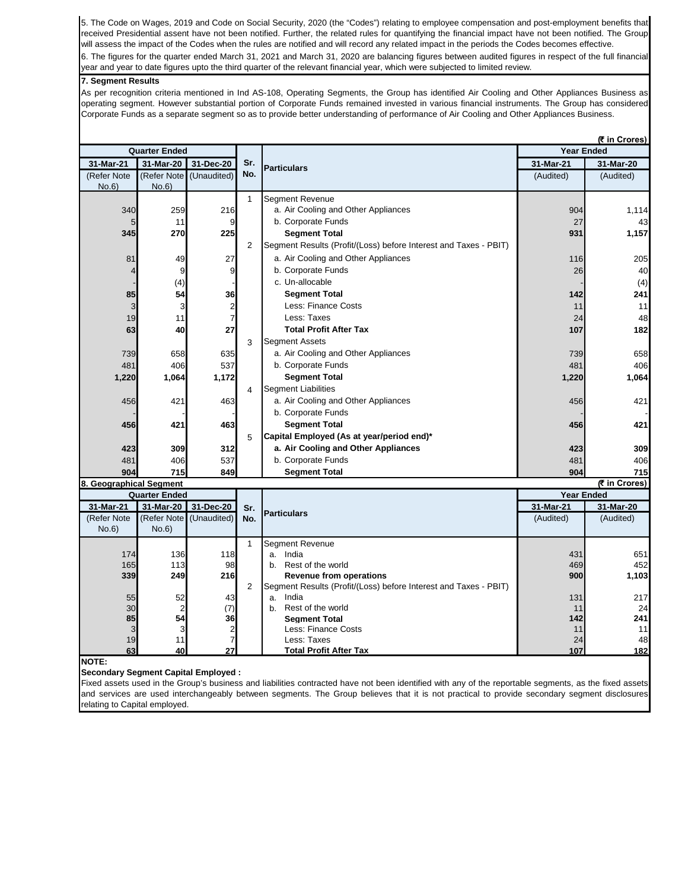5. The Code on Wages, 2019 and Code on Social Security, 2020 (the "Codes") relating to employee compensation and post-employment benefits that received Presidential assent have not been notified. Further, the related rules for quantifying the financial impact have not been notified. The Group will assess the impact of the Codes when the rules are notified and will record any related impact in the periods the Codes becomes effective.

6. The figures for the quarter ended March 31, 2021 and March 31, 2020 are balancing figures between audited figures in respect of the full financial year and year to date figures upto the third quarter of the relevant financial year, which were subjected to limited review.

**7. Segment Results**

As per recognition criteria mentioned in Ind AS-108, Operating Segments, the Group has identified Air Cooling and Other Appliances Business as operating segment. However substantial portion of Corporate Funds remained invested in various financial instruments. The Group has considered Corporate Funds as a separate segment so as to provide better understanding of performance of Air Cooling and Other Appliances Business.

**(₹ in Crores)**

| Quarter Ended | | | Sr. No. | Particulars | Year Ended | |
|---|---|---|---|---|---|---|
| 31-Mar-21 | 31-Mar-20 | 31-Dec-20 | | | 31-Mar-21 | 31-Mar-20 |
| (Refer Note No.6) | (Refer Note No.6) | (Unaudited) | | | (Audited) | (Audited) |
| | | | 1 | Segment Revenue | | |
| 340 | 259 | 216 | | a. Air Cooling and Other Appliances | 904 | 1,114 |
| 5 | 11 | 9 | | b. Corporate Funds | 27 | 43 |
| **345** | **270** | **225** | | **Segment Total** | **931** | **1,157** |
| | | | 2 | Segment Results (Profit/(Loss) before Interest and Taxes - PBIT) | | |
| 81 | 49 | 27 | | a. Air Cooling and Other Appliances | 116 | 205 |
| 4 | 9 | 9 | | b. Corporate Funds | 26 | 40 |
| - | (4) | - | | c. Un-allocable | - | (4) |
| **85** | **54** | **36** | | **Segment Total** | **142** | **241** |
| 3 | 3 | 2 | | Less: Finance Costs | 11 | 11 |
| 19 | 11 | 7 | | Less: Taxes | 24 | 48 |
| **63** | **40** | **27** | | **Total Profit After Tax** | **107** | **182** |
| | | | 3 | Segment Assets | | |
| 739 | 658 | 635 | | a. Air Cooling and Other Appliances | 739 | 658 |
| 481 | 406 | 537 | | b. Corporate Funds | 481 | 406 |
| **1,220** | **1,064** | **1,172** | | **Segment Total** | **1,220** | **1,064** |
| | | | 4 | Segment Liabilities | | |
| 456 | 421 | 463 | | a. Air Cooling and Other Appliances | 456 | 421 |
| - | - | - | | b. Corporate Funds | - | - |
| **456** | **421** | **463** | | **Segment Total** | **456** | **421** |
| | | | 5 | **Capital Employed (As at year/period end)*** | | |
| **423** | **309** | **312** | | **a. Air Cooling and Other Appliances** | **423** | **309** |
| 481 | 406 | 537 | | b. Corporate Funds | 481 | 406 |
| **904** | **715** | **849** | | **Segment Total** | **904** | **715** |

**8. Geographical Segment**

**(₹ in Crores)**

| Quarter Ended | | | Sr. No. | Particulars | Year Ended | |
|---|---|---|---|---|---|---|
| 31-Mar-21 | 31-Mar-20 | 31-Dec-20 | | | 31-Mar-21 | 31-Mar-20 |
| (Refer Note No.6) | (Refer Note No.6) | (Unaudited) | | | (Audited) | (Audited) |
| | | | 1 | Segment Revenue | | |
| 174 | 136 | 118 | | a. India | 431 | 651 |
| 165 | 113 | 98 | | b. Rest of the world | 469 | 452 |
| **339** | **249** | **216** | | **Revenue from operations** | **900** | **1,103** |
| | | | 2 | Segment Results (Profit/(Loss) before Interest and Taxes - PBIT) | | |
| 55 | 52 | 43 | | a. India | 131 | 217 |
| 30 | 2 | (7) | | b. Rest of the world | 11 | 24 |
| **85** | **54** | **36** | | **Segment Total** | **142** | **241** |
| 3 | 3 | 2 | | Less: Finance Costs | 11 | 11 |
| 19 | 11 | 7 | | Less: Taxes | 24 | 48 |
| **63** | **40** | **27** | | **Total Profit After Tax** | **107** | **182** |

**NOTE:**

**Secondary Segment Capital Employed :**

Fixed assets used in the Group's business and liabilities contracted have not been identified with any of the reportable segments, as the fixed assets and services are used interchangeably between segments. The Group believes that it is not practical to provide secondary segment disclosures relating to Capital employed.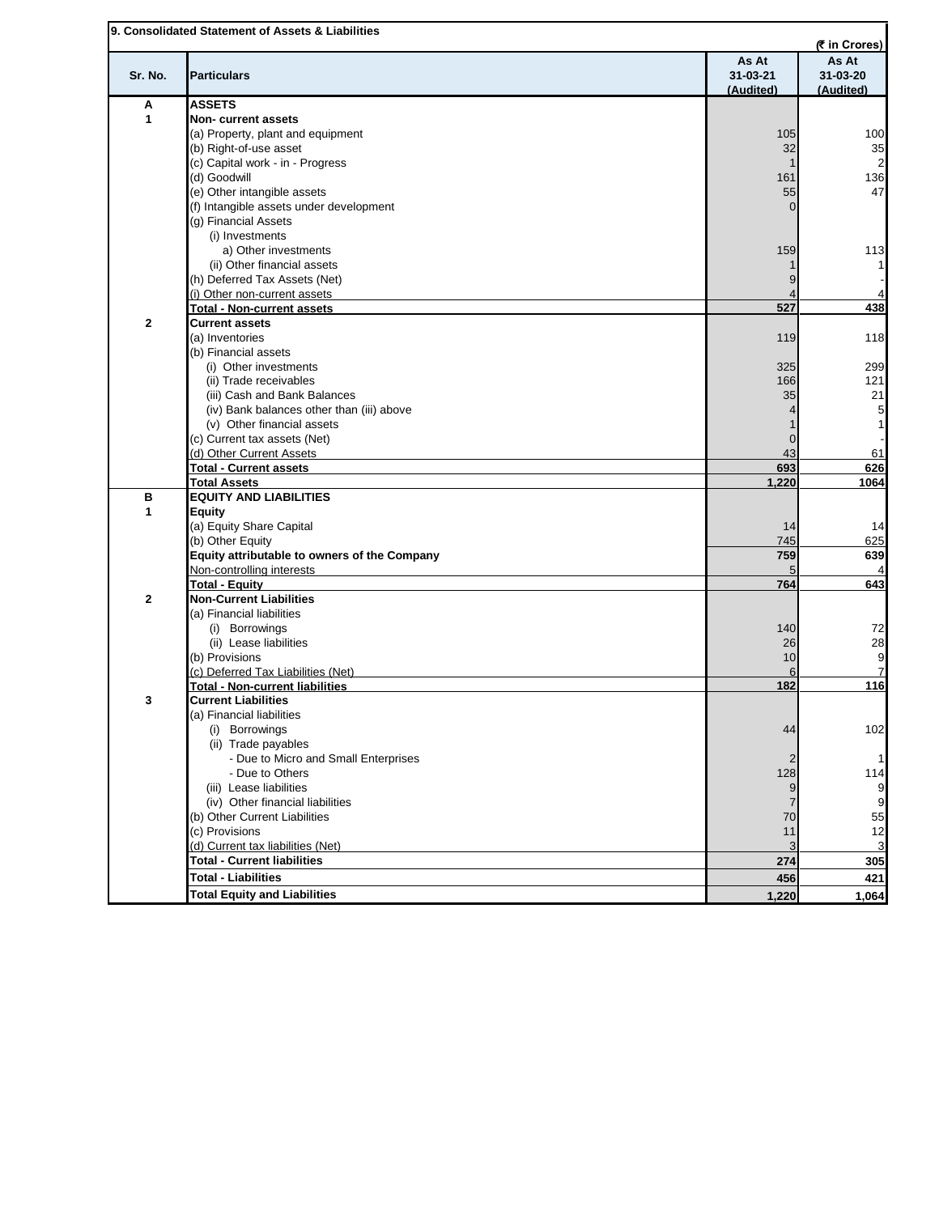## 9. Consolidated Statement of Assets & Liabilities

(₹ in Crores)

| Sr. No. | Particulars | As At 31-03-21 (Audited) | As At 31-03-20 (Audited) |
|---|---|---|---|
| A | **ASSETS** | | |
| 1 | **Non- current assets** | | |
| | (a) Property, plant and equipment | 105 | 100 |
| | (b) Right-of-use asset | 32 | 35 |
| | (c) Capital work - in - Progress | 1 | 2 |
| | (d) Goodwill | 161 | 136 |
| | (e) Other intangible assets | 55 | 47 |
| | (f) Intangible assets under development | 0 | |
| | (g) Financial Assets | | |
| | (i) Investments | | |
| | a) Other investments | 159 | 113 |
| | (ii) Other financial assets | 1 | 1 |
| | (h) Deferred Tax Assets (Net) | 9 | - |
| | (i) Other non-current assets | 4 | 4 |
| | **Total - Non-current assets** | **527** | **438** |
| 2 | **Current assets** | | |
| | (a) Inventories | 119 | 118 |
| | (b) Financial assets | | |
| | (i) Other investments | 325 | 299 |
| | (ii) Trade receivables | 166 | 121 |
| | (iii) Cash and Bank Balances | 35 | 21 |
| | (iv) Bank balances other than (iii) above | 4 | 5 |
| | (v) Other financial assets | 1 | 1 |
| | (c) Current tax assets (Net) | 0 | - |
| | (d) Other Current Assets | 43 | 61 |
| | **Total - Current assets** | **693** | **626** |
| | **Total Assets** | **1,220** | **1064** |
| B | **EQUITY AND LIABILITIES** | | |
| 1 | **Equity** | | |
| | (a) Equity Share Capital | 14 | 14 |
| | (b) Other Equity | 745 | 625 |
| | **Equity attributable to owners of the Company** | **759** | **639** |
| | Non-controlling interests | 5 | 4 |
| | **Total - Equity** | **764** | **643** |
| 2 | **Non-Current Liabilities** | | |
| | (a) Financial liabilities | | |
| | (i) Borrowings | 140 | 72 |
| | (ii) Lease liabilities | 26 | 28 |
| | (b) Provisions | 10 | 9 |
| | (c) Deferred Tax Liabilities (Net) | 6 | 7 |
| | **Total - Non-current liabilities** | **182** | **116** |
| 3 | **Current Liabilities** | | |
| | (a) Financial liabilities | | |
| | (i) Borrowings | 44 | 102 |
| | (ii) Trade payables | | |
| | - Due to Micro and Small Enterprises | 2 | 1 |
| | - Due to Others | 128 | 114 |
| | (iii) Lease liabilities | 9 | 9 |
| | (iv) Other financial liabilities | 7 | 9 |
| | (b) Other Current Liabilities | 70 | 55 |
| | (c) Provisions | 11 | 12 |
| | (d) Current tax liabilities (Net) | 3 | 3 |
| | **Total - Current liabilities** | **274** | **305** |
| | **Total - Liabilities** | **456** | **421** |
| | **Total Equity and Liabilities** | **1,220** | **1,064** |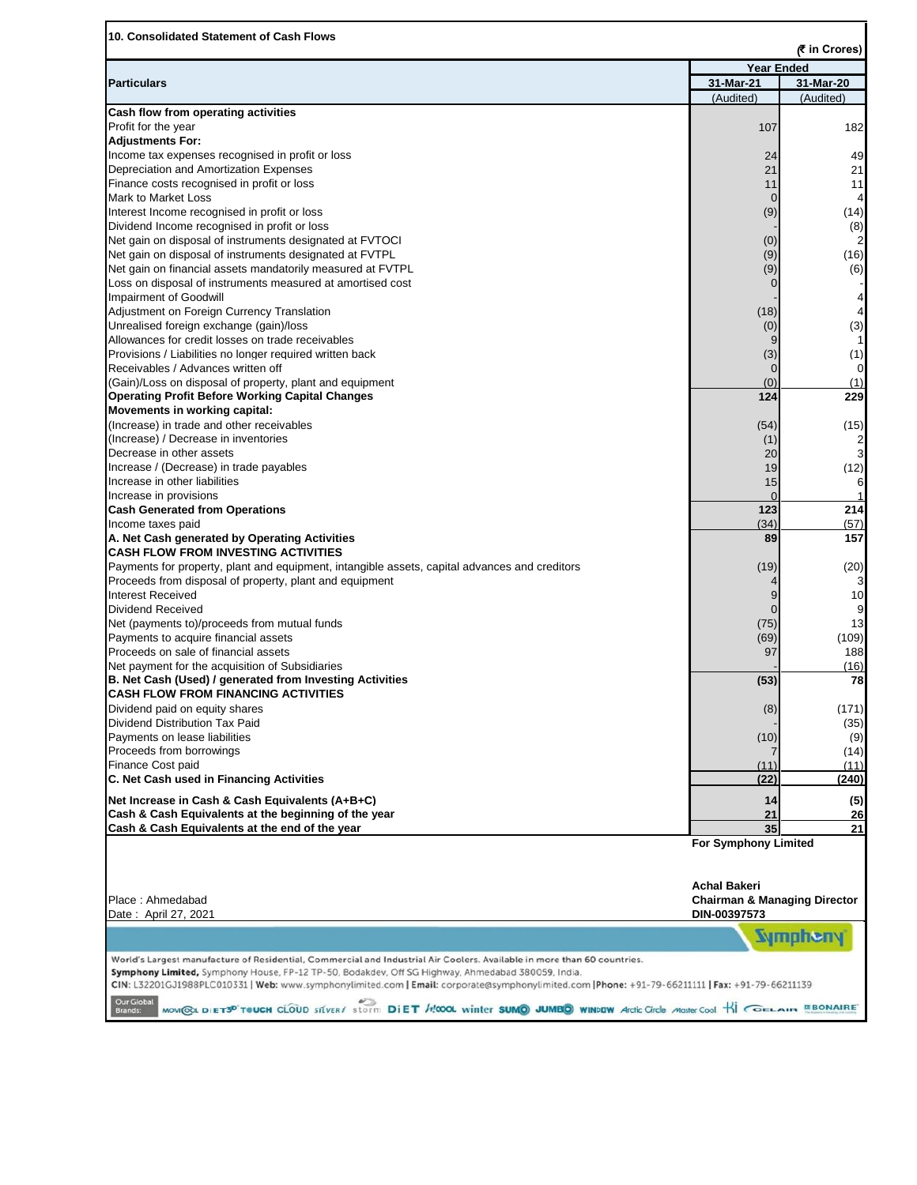## 10. Consolidated Statement of Cash Flows

(₹ in Crores)

| Particulars | Year Ended | |
|---|---|---|
| | 31-Mar-21 | 31-Mar-20 |
| | (Audited) | (Audited) |
| **Cash flow from operating activities** | | |
| Profit for the year | 107 | 182 |
| **Adjustments For:** | | |
| Income tax expenses recognised in profit or loss | 24 | 49 |
| Depreciation and Amortization Expenses | 21 | 21 |
| Finance costs recognised in profit or loss | 11 | 11 |
| Mark to Market Loss | 0 | 4 |
| Interest Income recognised in profit or loss | (9) | (14) |
| Dividend Income recognised in profit or loss | - | (8) |
| Net gain on disposal of instruments designated at FVTOCI | (0) | 2 |
| Net gain on disposal of instruments designated at FVTPL | (9) | (16) |
| Net gain on financial assets mandatorily measured at FVTPL | (9) | (6) |
| Loss on disposal of instruments measured at amortised cost | 0 | - |
| Impairment of Goodwill | - | 4 |
| Adjustment on Foreign Currency Translation | (18) | 4 |
| Unrealised foreign exchange (gain)/loss | (0) | (3) |
| Allowances for credit losses on trade receivables | 9 | 1 |
| Provisions / Liabilities no longer required written back | (3) | (1) |
| Receivables / Advances written off | 0 | 0 |
| (Gain)/Loss on disposal of property, plant and equipment | (0) | (1) |
| **Operating Profit Before Working Capital Changes** | **124** | **229** |
| **Movements in working capital:** | | |
| (Increase) in trade and other receivables | (54) | (15) |
| (Increase) / Decrease in inventories | (1) | 2 |
| Decrease in other assets | 20 | 3 |
| Increase / (Decrease) in trade payables | 19 | (12) |
| Increase in other liabilities | 15 | 6 |
| Increase in provisions | 0 | 1 |
| **Cash Generated from Operations** | **123** | **214** |
| Income taxes paid | (34) | (57) |
| **A. Net Cash generated by Operating Activities** | **89** | **157** |
| **CASH FLOW FROM INVESTING ACTIVITIES** | | |
| Payments for property, plant and equipment, intangible assets, capital advances and creditors | (19) | (20) |
| Proceeds from disposal of property, plant and equipment | 4 | 3 |
| Interest Received | 9 | 10 |
| Dividend Received | 0 | 9 |
| Net (payments to)/proceeds from mutual funds | (75) | 13 |
| Payments to acquire financial assets | (69) | (109) |
| Proceeds on sale of financial assets | 97 | 188 |
| Net payment for the acquisition of Subsidiaries | - | (16) |
| **B. Net Cash (Used) / generated from Investing Activities** | **(53)** | **78** |
| **CASH FLOW FROM FINANCING ACTIVITIES** | | |
| Dividend paid on equity shares | (8) | (171) |
| Dividend Distribution Tax Paid | - | (35) |
| Payments on lease liabilities | (10) | (9) |
| Proceeds from borrowings | 7 | (14) |
| Finance Cost paid | (11) | (11) |
| **C. Net Cash used in Financing Activities** | **(22)** | **(240)** |
| **Net Increase in Cash & Cash Equivalents (A+B+C)** | **14** | **(5)** |
| **Cash & Cash Equivalents at the beginning of the year** | **21** | **26** |
| **Cash & Cash Equivalents at the end of the year** | **35** | **21** |

**For Symphony Limited**

**Achal Bakeri**
**Chairman & Managing Director**
**DIN-00397573**

Place : Ahmedabad
Date : April 27, 2021

World's Largest manufacture of Residential, Commercial and Industrial Air Coolers. Available in more than 60 countries.
**Symphony Limited,** Symphony House, FP-12 TP-50, Bodakdev, Off SG Highway, Ahmedabad 380059, India.
**CIN:** L32201GJ1988PLC010331 | **Web:** www.symphonylimited.com | **Email:** corporate@symphonylimited.com | **Phone:** +91-79-66211111 | **Fax:** +91-79-66211139

Our Global Brands: MOVICOOL DIET 3D TOUCH CLOUD SILVER STORM DiET HiCOOL winter SUMO JUMBO WINDOW Arctic Circle Master Cool Ki GELAIR BONAIRE